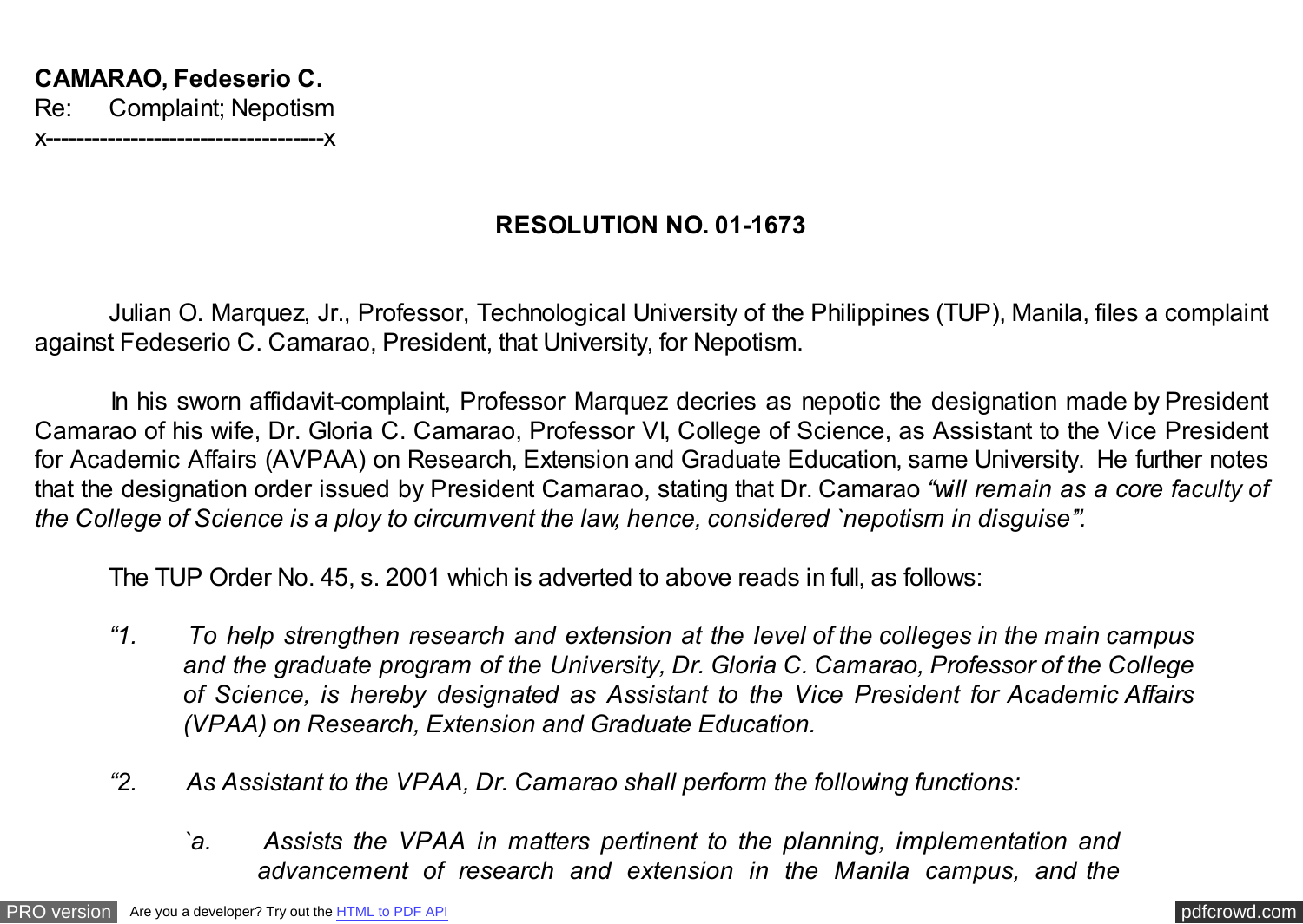**CAMARAO, Fedeserio C.**
Re: Complaint; Nepotism
x------------------------------------x

## RESOLUTION NO. 01-1673

Julian O. Marquez, Jr., Professor, Technological University of the Philippines (TUP), Manila, files a complaint against Fedeserio C. Camarao, President, that University, for Nepotism.

In his sworn affidavit-complaint, Professor Marquez decries as nepotic the designation made by President Camarao of his wife, Dr. Gloria C. Camarao, Professor VI, College of Science, as Assistant to the Vice President for Academic Affairs (AVPAA) on Research, Extension and Graduate Education, same University. He further notes that the designation order issued by President Camarao, stating that Dr. Camarao *"will remain as a core faculty of the College of Science is a ploy to circumvent the law, hence, considered `nepotism in disguise'".*

The TUP Order No. 45, s. 2001 which is adverted to above reads in full, as follows:

> *"1. To help strengthen research and extension at the level of the colleges in the main campus and the graduate program of the University, Dr. Gloria C. Camarao, Professor of the College of Science, is hereby designated as Assistant to the Vice President for Academic Affairs (VPAA) on Research, Extension and Graduate Education.*
>
> *"2. As Assistant to the VPAA, Dr. Camarao shall perform the following functions:*
>
> *`a. Assists the VPAA in matters pertinent to the planning, implementation and advancement of research and extension in the Manila campus, and the*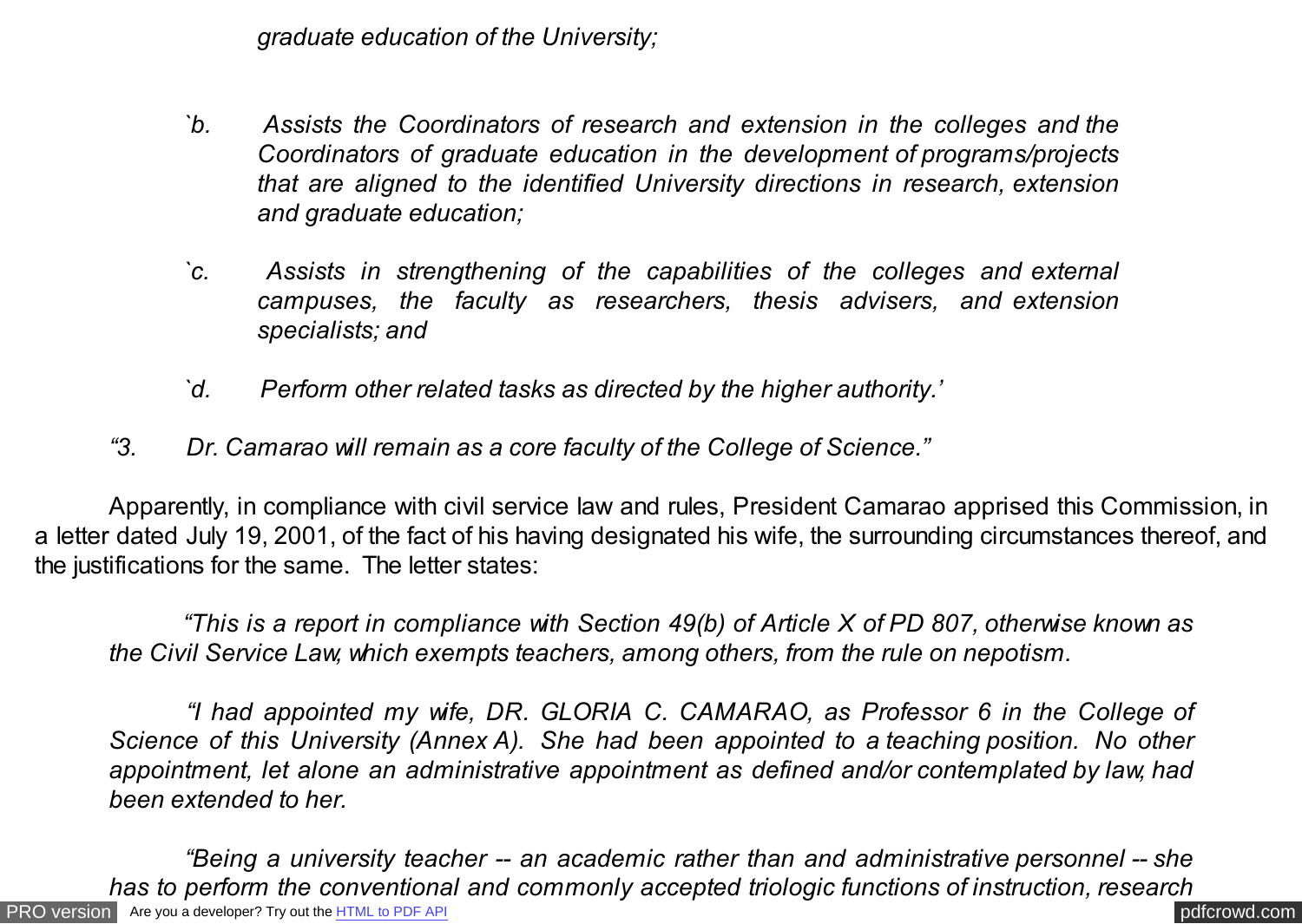*graduate education of the University;*

*`b. Assists the Coordinators of research and extension in the colleges and the Coordinators of graduate education in the development of programs/projects that are aligned to the identified University directions in research, extension and graduate education;*

*`c. Assists in strengthening of the capabilities of the colleges and external campuses, the faculty as researchers, thesis advisers, and extension specialists; and*

*`d. Perform other related tasks as directed by the higher authority.'*

*"3. Dr. Camarao will remain as a core faculty of the College of Science."*

Apparently, in compliance with civil service law and rules, President Camarao apprised this Commission, in a letter dated July 19, 2001, of the fact of his having designated his wife, the surrounding circumstances thereof, and the justifications for the same. The letter states:

*"This is a report in compliance with Section 49(b) of Article X of PD 807, otherwise known as the Civil Service Law, which exempts teachers, among others, from the rule on nepotism.*

*"I had appointed my wife, DR. GLORIA C. CAMARAO, as Professor 6 in the College of Science of this University (Annex A). She had been appointed to a teaching position. No other appointment, let alone an administrative appointment as defined and/or contemplated by law, had been extended to her.*

*"Being a university teacher -- an academic rather than and administrative personnel -- she has to perform the conventional and commonly accepted triologic functions of instruction, research*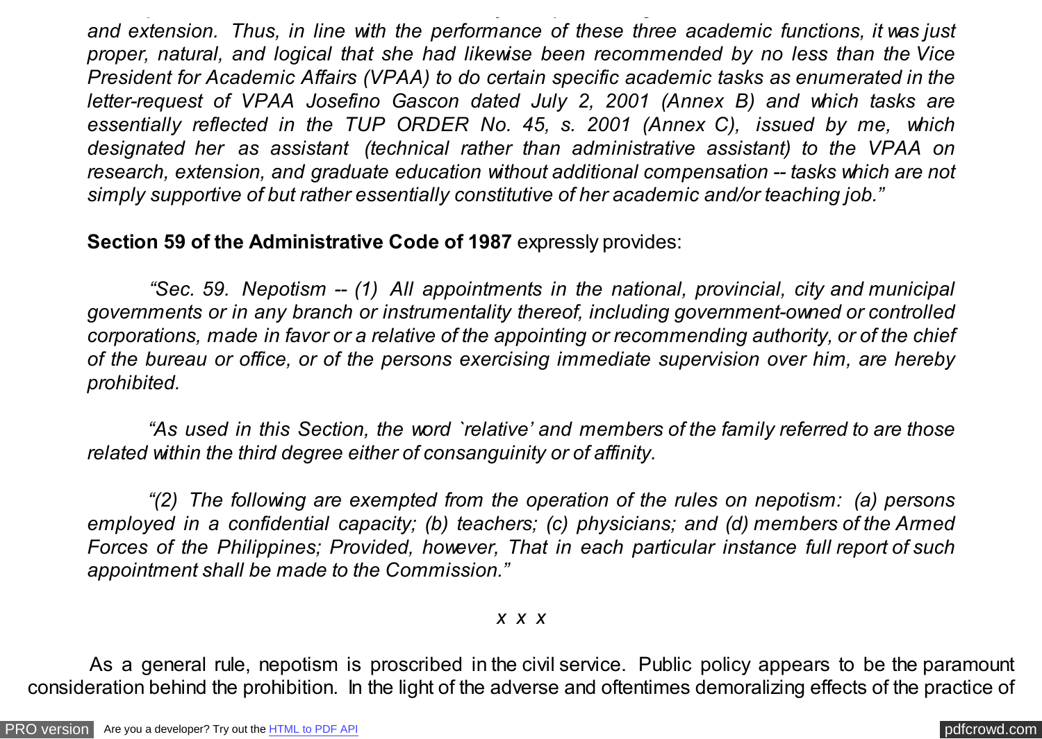*and extension. Thus, in line with the performance of these three academic functions, it was just proper, natural, and logical that she had likewise been recommended by no less than the Vice President for Academic Affairs (VPAA) to do certain specific academic tasks as enumerated in the letter-request of VPAA Josefino Gascon dated July 2, 2001 (Annex B) and which tasks are essentially reflected in the TUP ORDER No. 45, s. 2001 (Annex C), issued by me, which designated her as assistant (technical rather than administrative assistant) to the VPAA on research, extension, and graduate education without additional compensation -- tasks which are not simply supportive of but rather essentially constitutive of her academic and/or teaching job."*

**Section 59 of the Administrative Code of 1987** expressly provides:

*"Sec. 59. Nepotism -- (1) All appointments in the national, provincial, city and municipal governments or in any branch or instrumentality thereof, including government-owned or controlled corporations, made in favor or a relative of the appointing or recommending authority, or of the chief of the bureau or office, or of the persons exercising immediate supervision over him, are hereby prohibited.*

*"As used in this Section, the word `relative' and members of the family referred to are those related within the third degree either of consanguinity or of affinity.*

*"(2) The following are exempted from the operation of the rules on nepotism: (a) persons employed in a confidential capacity; (b) teachers; (c) physicians; and (d) members of the Armed Forces of the Philippines; Provided, however, That in each particular instance full report of such appointment shall be made to the Commission."*

*x x x*

As a general rule, nepotism is proscribed in the civil service. Public policy appears to be the paramount consideration behind the prohibition. In the light of the adverse and oftentimes demoralizing effects of the practice of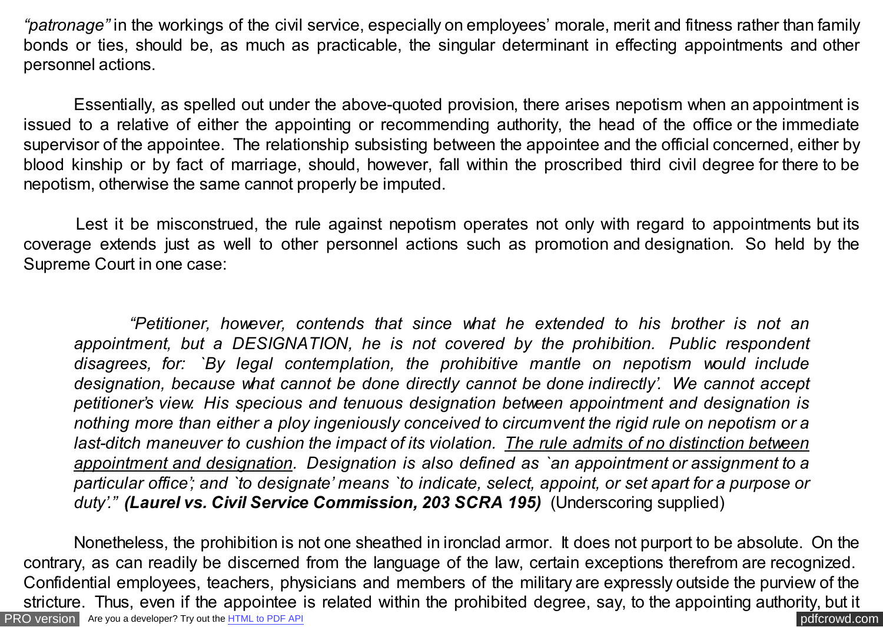*"patronage"* in the workings of the civil service, especially on employees' morale, merit and fitness rather than family bonds or ties, should be, as much as practicable, the singular determinant in effecting appointments and other personnel actions.

Essentially, as spelled out under the above-quoted provision, there arises nepotism when an appointment is issued to a relative of either the appointing or recommending authority, the head of the office or the immediate supervisor of the appointee. The relationship subsisting between the appointee and the official concerned, either by blood kinship or by fact of marriage, should, however, fall within the proscribed third civil degree for there to be nepotism, otherwise the same cannot properly be imputed.

Lest it be misconstrued, the rule against nepotism operates not only with regard to appointments but its coverage extends just as well to other personnel actions such as promotion and designation. So held by the Supreme Court in one case:

> *"Petitioner, however, contends that since what he extended to his brother is not an appointment, but a DESIGNATION, he is not covered by the prohibition. Public respondent disagrees, for: `By legal contemplation, the prohibitive mantle on nepotism would include designation, because what cannot be done directly cannot be done indirectly'. We cannot accept petitioner's view. His specious and tenuous designation between appointment and designation is nothing more than either a ploy ingeniously conceived to circumvent the rigid rule on nepotism or a last-ditch maneuver to cushion the impact of its violation. <u>The rule admits of no distinction between appointment and designation</u>. Designation is also defined as `an appointment or assignment to a particular office'; and `to designate' means `to indicate, select, appoint, or set apart for a purpose or duty'."* ***(Laurel vs. Civil Service Commission, 203 SCRA 195)*** (Underscoring supplied)

Nonetheless, the prohibition is not one sheathed in ironclad armor. It does not purport to be absolute. On the contrary, as can readily be discerned from the language of the law, certain exceptions therefrom are recognized. Confidential employees, teachers, physicians and members of the military are expressly outside the purview of the stricture. Thus, even if the appointee is related within the prohibited degree, say, to the appointing authority, but it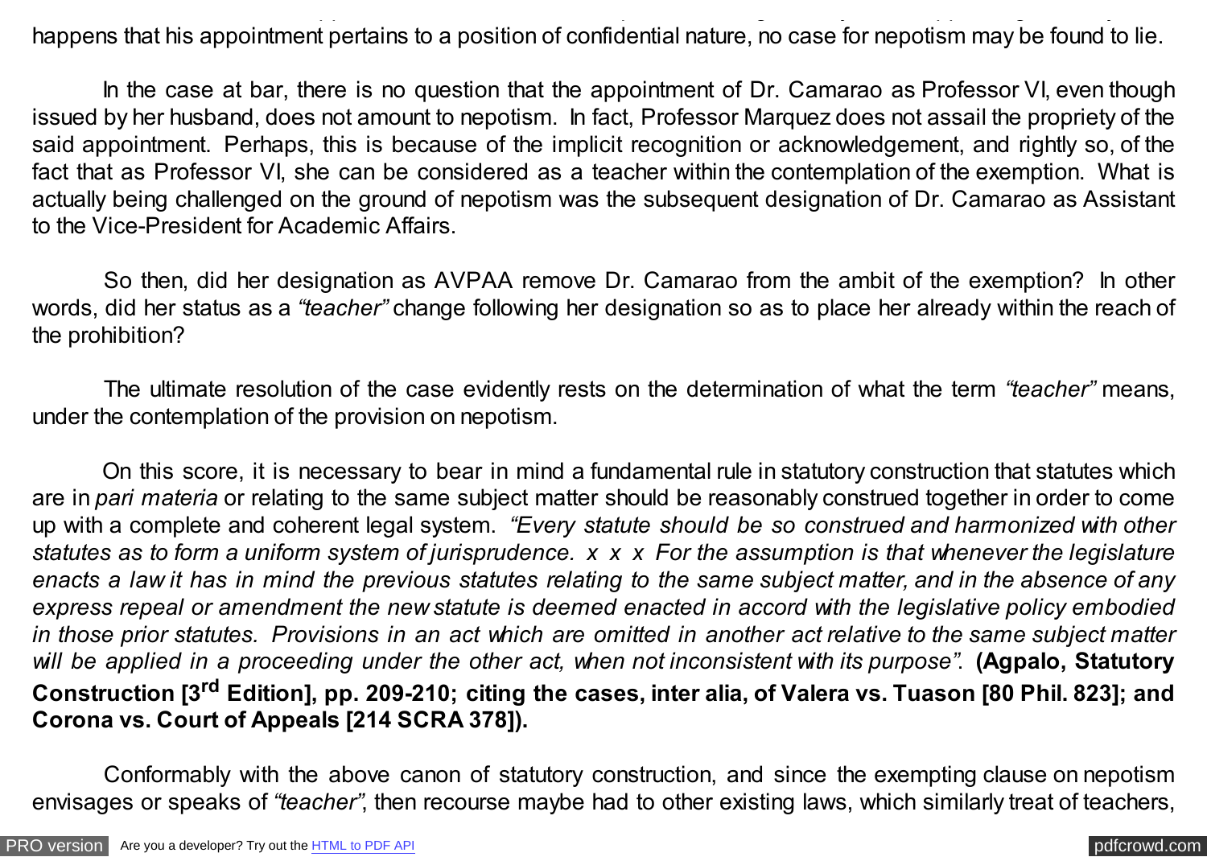happens that his appointment pertains to a position of confidential nature, no case for nepotism may be found to lie.

In the case at bar, there is no question that the appointment of Dr. Camarao as Professor VI, even though issued by her husband, does not amount to nepotism. In fact, Professor Marquez does not assail the propriety of the said appointment. Perhaps, this is because of the implicit recognition or acknowledgement, and rightly so, of the fact that as Professor VI, she can be considered as a teacher within the contemplation of the exemption. What is actually being challenged on the ground of nepotism was the subsequent designation of Dr. Camarao as Assistant to the Vice-President for Academic Affairs.

So then, did her designation as AVPAA remove Dr. Camarao from the ambit of the exemption? In other words, did her status as a *"teacher"* change following her designation so as to place her already within the reach of the prohibition?

The ultimate resolution of the case evidently rests on the determination of what the term *"teacher"* means, under the contemplation of the provision on nepotism.

On this score, it is necessary to bear in mind a fundamental rule in statutory construction that statutes which are in *pari materia* or relating to the same subject matter should be reasonably construed together in order to come up with a complete and coherent legal system. *"Every statute should be so construed and harmonized with other statutes as to form a uniform system of jurisprudence. x x x For the assumption is that whenever the legislature enacts a law it has in mind the previous statutes relating to the same subject matter, and in the absence of any express repeal or amendment the new statute is deemed enacted in accord with the legislative policy embodied in those prior statutes. Provisions in an act which are omitted in another act relative to the same subject matter will be applied in a proceeding under the other act, when not inconsistent with its purpose"*. **(Agpalo, Statutory Construction [3rd Edition], pp. 209-210; citing the cases, inter alia, of Valera vs. Tuason [80 Phil. 823]; and Corona vs. Court of Appeals [214 SCRA 378]).**

Conformably with the above canon of statutory construction, and since the exempting clause on nepotism envisages or speaks of *"teacher"*, then recourse maybe had to other existing laws, which similarly treat of teachers,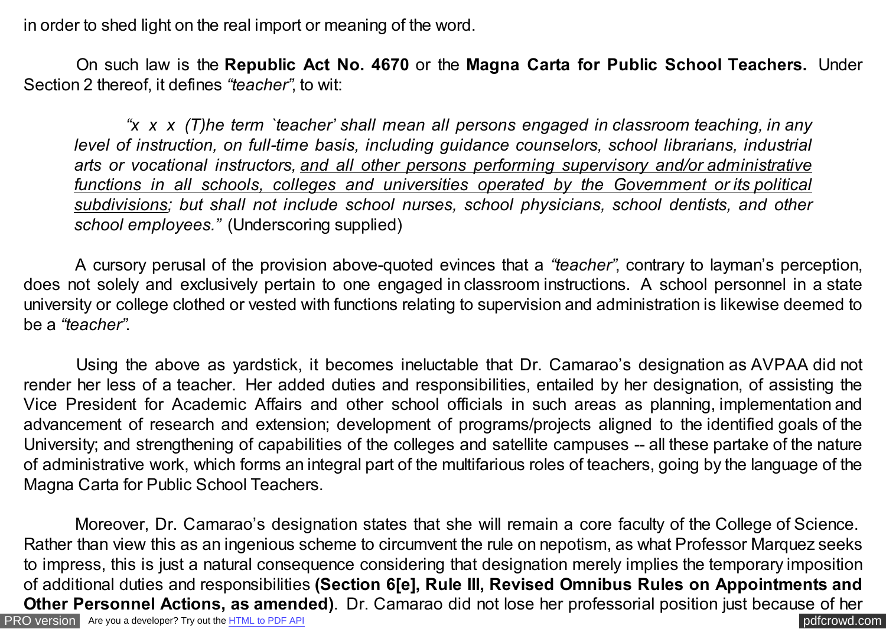in order to shed light on the real import or meaning of the word.

On such law is the **Republic Act No. 4670** or the **Magna Carta for Public School Teachers.** Under Section 2 thereof, it defines *"teacher"*, to wit:

> *"x x x (T)he term `teacher' shall mean all persons engaged in classroom teaching, in any level of instruction, on full-time basis, including guidance counselors, school librarians, industrial arts or vocational instructors, <u>and all other persons performing supervisory and/or administrative functions in all schools, colleges and universities operated by the Government or its political subdivisions</u>; but shall not include school nurses, school physicians, school dentists, and other school employees."* (Underscoring supplied)

A cursory perusal of the provision above-quoted evinces that a *"teacher"*, contrary to layman's perception, does not solely and exclusively pertain to one engaged in classroom instructions. A school personnel in a state university or college clothed or vested with functions relating to supervision and administration is likewise deemed to be a *"teacher"*.

Using the above as yardstick, it becomes ineluctable that Dr. Camarao's designation as AVPAA did not render her less of a teacher. Her added duties and responsibilities, entailed by her designation, of assisting the Vice President for Academic Affairs and other school officials in such areas as planning, implementation and advancement of research and extension; development of programs/projects aligned to the identified goals of the University; and strengthening of capabilities of the colleges and satellite campuses -- all these partake of the nature of administrative work, which forms an integral part of the multifarious roles of teachers, going by the language of the Magna Carta for Public School Teachers.

Moreover, Dr. Camarao's designation states that she will remain a core faculty of the College of Science. Rather than view this as an ingenious scheme to circumvent the rule on nepotism, as what Professor Marquez seeks to impress, this is just a natural consequence considering that designation merely implies the temporary imposition of additional duties and responsibilities **(Section 6[e], Rule III, Revised Omnibus Rules on Appointments and Other Personnel Actions, as amended)**. Dr. Camarao did not lose her professorial position just because of her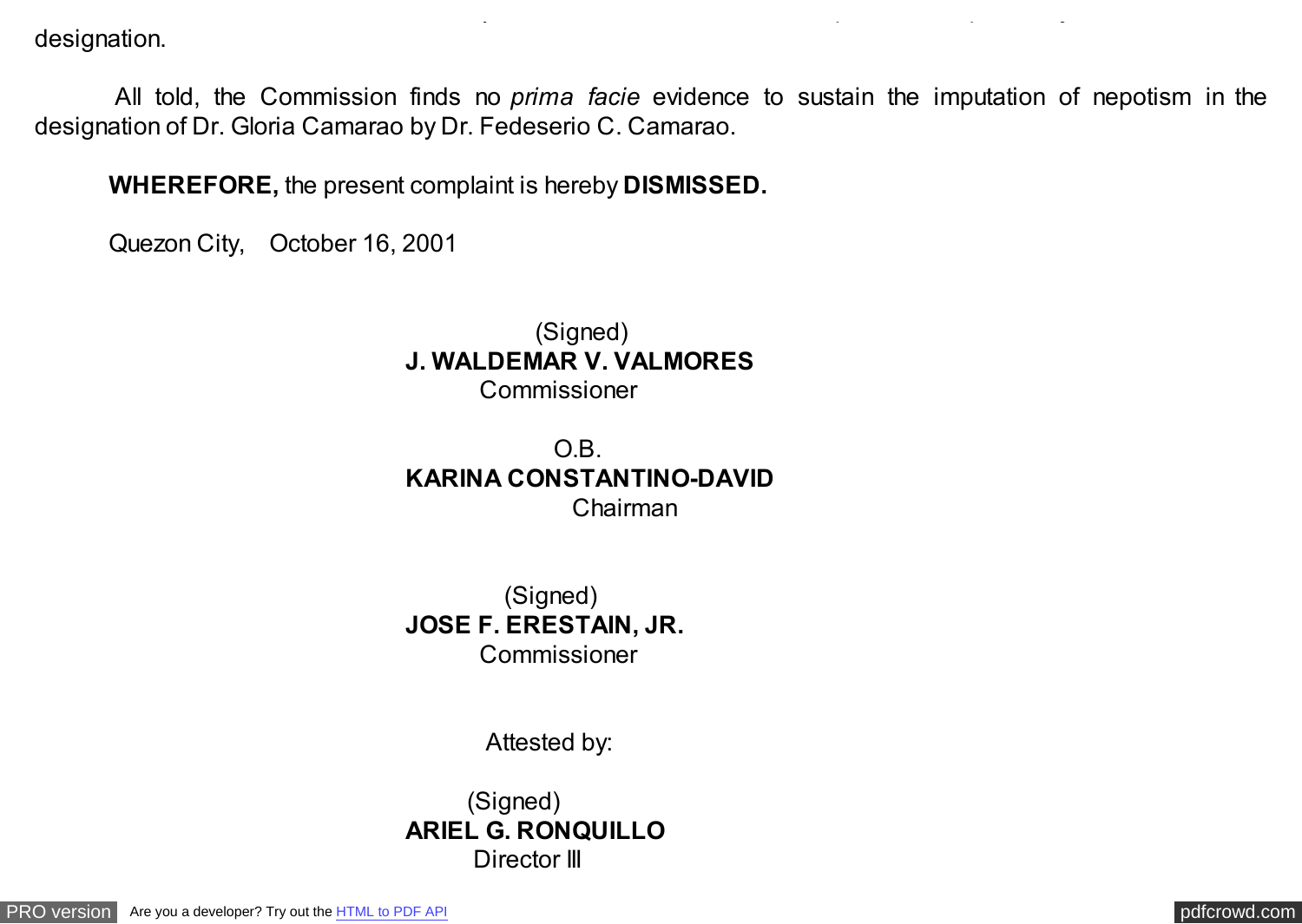designation.

All told, the Commission finds no *prima facie* evidence to sustain the imputation of nepotism in the designation of Dr. Gloria Camarao by Dr. Fedeserio C. Camarao.

**WHEREFORE,** the present complaint is hereby **DISMISSED.**

Quezon City, October 16, 2001

(Signed)
**J. WALDEMAR V. VALMORES**
Commissioner

O.B.
**KARINA CONSTANTINO-DAVID**
Chairman

(Signed)
**JOSE F. ERESTAIN, JR.**
Commissioner

Attested by:

(Signed)
**ARIEL G. RONQUILLO**
Director III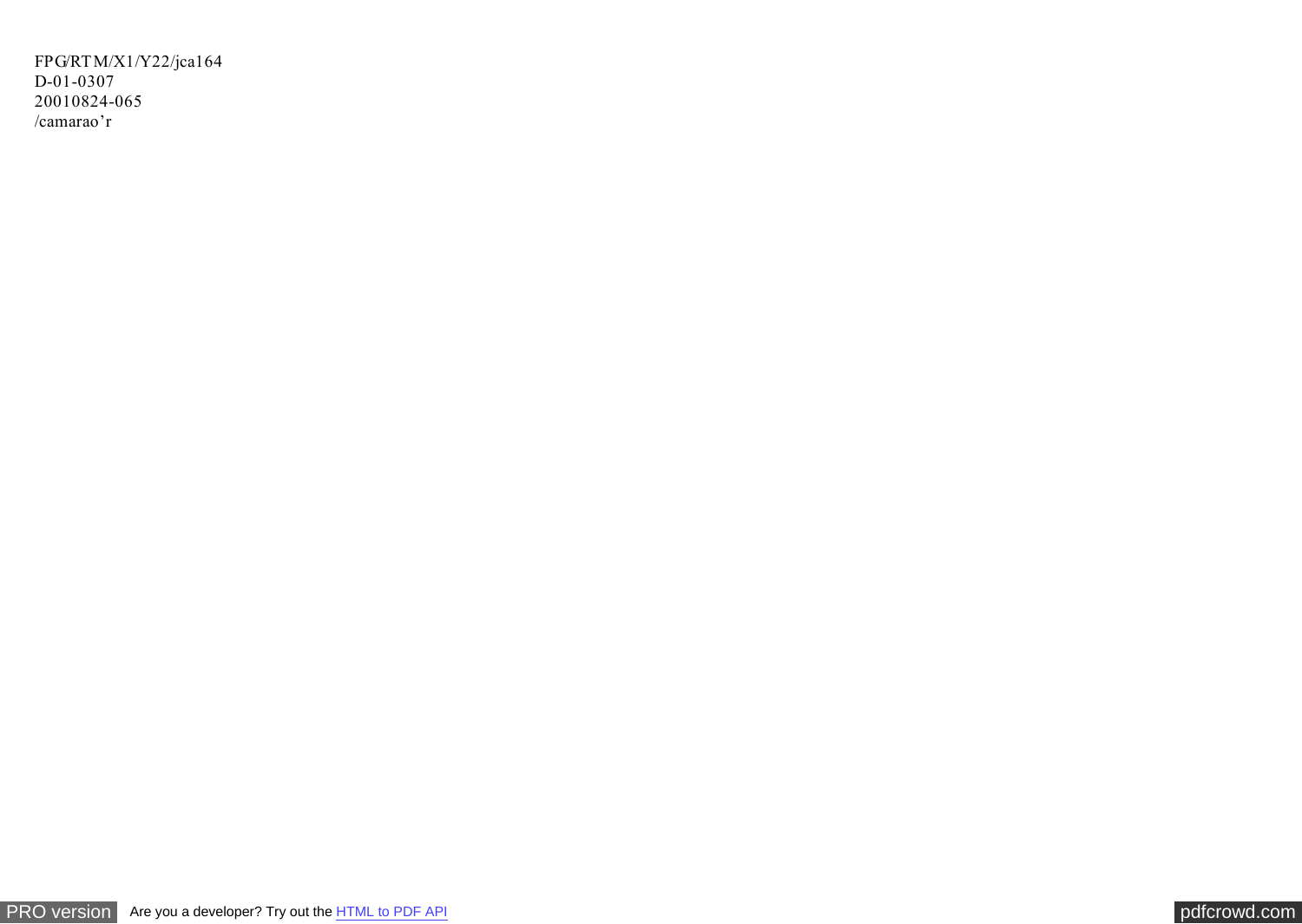FPG/RTM/X1/Y22/jca164
D-01-0307
20010824-065
/camarao'r